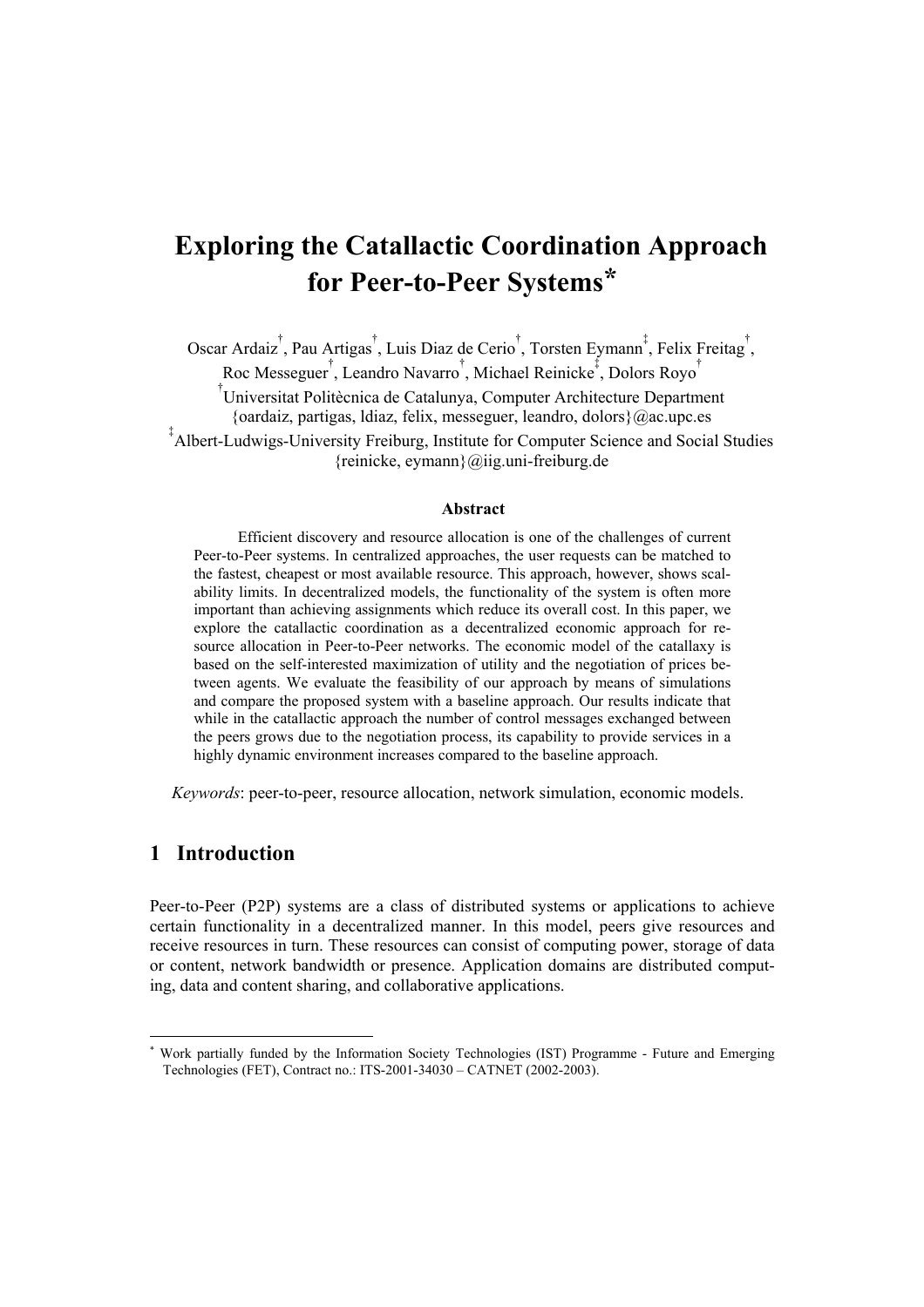# Exploring the Catallactic Coordination Approach for Peer-to-Peer Systems*

Oscar Ardaiz[†], Pau Artigas[†], Luis Diaz de Cerio[†], Torsten Eymann[‡], Felix Freitag[†], Roc Messeguer[†], Leandro Navarro[†], Michael Reinicke[‡], Dolors Royo[†]

[†]Universitat Politècnica de Catalunya, Computer Architecture Department
{oardaiz, partigas, ldiaz, felix, messeguer, leandro, dolors}@ac.upc.es

[‡]Albert-Ludwigs-University Freiburg, Institute for Computer Science and Social Studies
{reinicke, eymann}@iig.uni-freiburg.de

**Abstract**

Efficient discovery and resource allocation is one of the challenges of current Peer-to-Peer systems. In centralized approaches, the user requests can be matched to the fastest, cheapest or most available resource. This approach, however, shows scalability limits. In decentralized models, the functionality of the system is often more important than achieving assignments which reduce its overall cost. In this paper, we explore the catallactic coordination as a decentralized economic approach for resource allocation in Peer-to-Peer networks. The economic model of the catallaxy is based on the self-interested maximization of utility and the negotiation of prices between agents. We evaluate the feasibility of our approach by means of simulations and compare the proposed system with a baseline approach. Our results indicate that while in the catallactic approach the number of control messages exchanged between the peers grows due to the negotiation process, its capability to provide services in a highly dynamic environment increases compared to the baseline approach.

*Keywords*: peer-to-peer, resource allocation, network simulation, economic models.

## 1 Introduction

Peer-to-Peer (P2P) systems are a class of distributed systems or applications to achieve certain functionality in a decentralized manner. In this model, peers give resources and receive resources in turn. These resources can consist of computing power, storage of data or content, network bandwidth or presence. Application domains are distributed computing, data and content sharing, and collaborative applications.

* Work partially funded by the Information Society Technologies (IST) Programme - Future and Emerging Technologies (FET), Contract no.: ITS-2001-34030 – CATNET (2002-2003).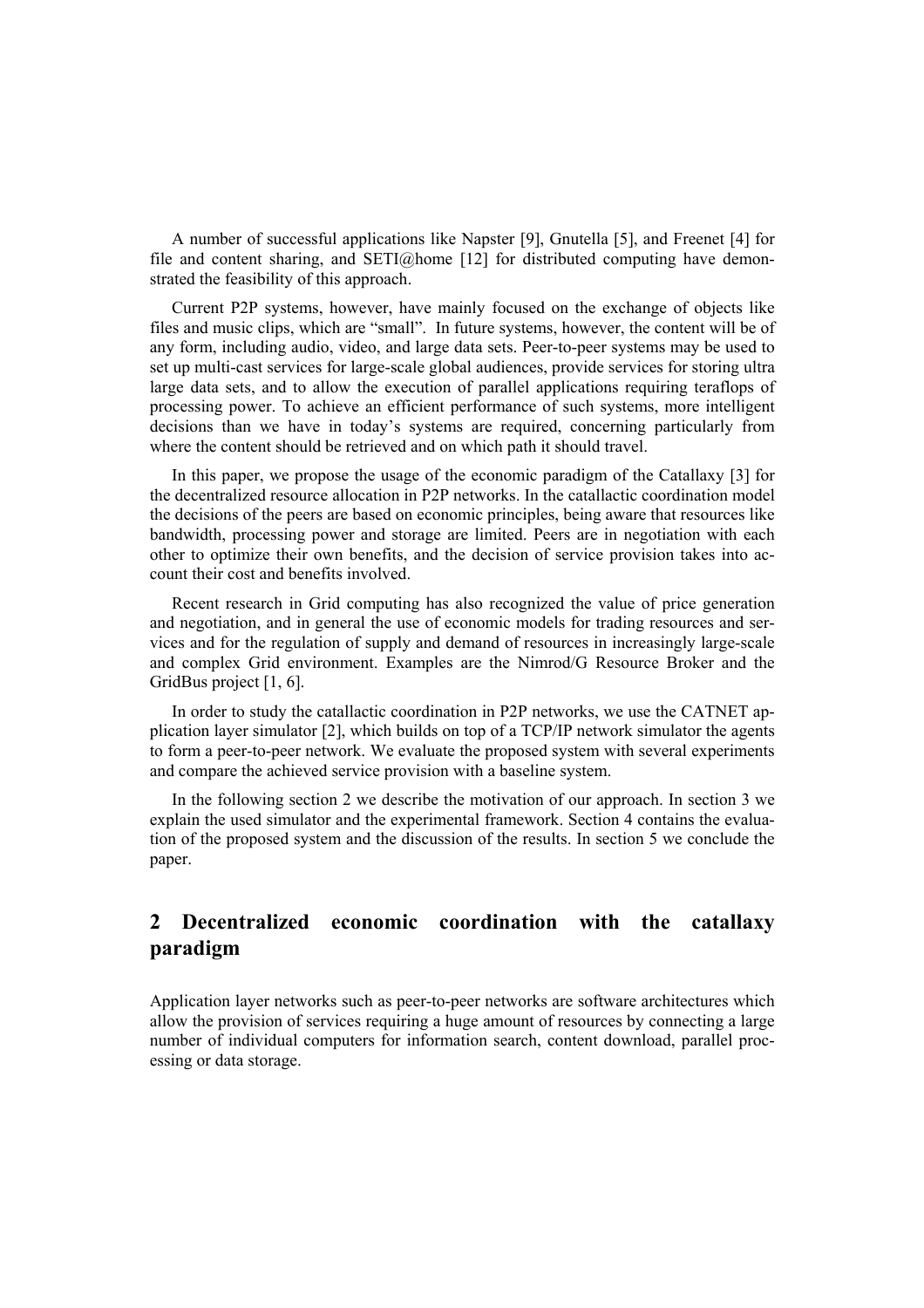A number of successful applications like Napster [9], Gnutella [5], and Freenet [4] for file and content sharing, and SETI@home [12] for distributed computing have demonstrated the feasibility of this approach.

Current P2P systems, however, have mainly focused on the exchange of objects like files and music clips, which are "small". In future systems, however, the content will be of any form, including audio, video, and large data sets. Peer-to-peer systems may be used to set up multi-cast services for large-scale global audiences, provide services for storing ultra large data sets, and to allow the execution of parallel applications requiring teraflops of processing power. To achieve an efficient performance of such systems, more intelligent decisions than we have in today's systems are required, concerning particularly from where the content should be retrieved and on which path it should travel.

In this paper, we propose the usage of the economic paradigm of the Catallaxy [3] for the decentralized resource allocation in P2P networks. In the catallactic coordination model the decisions of the peers are based on economic principles, being aware that resources like bandwidth, processing power and storage are limited. Peers are in negotiation with each other to optimize their own benefits, and the decision of service provision takes into account their cost and benefits involved.

Recent research in Grid computing has also recognized the value of price generation and negotiation, and in general the use of economic models for trading resources and services and for the regulation of supply and demand of resources in increasingly large-scale and complex Grid environment. Examples are the Nimrod/G Resource Broker and the GridBus project [1, 6].

In order to study the catallactic coordination in P2P networks, we use the CATNET application layer simulator [2], which builds on top of a TCP/IP network simulator the agents to form a peer-to-peer network. We evaluate the proposed system with several experiments and compare the achieved service provision with a baseline system.

In the following section 2 we describe the motivation of our approach. In section 3 we explain the used simulator and the experimental framework. Section 4 contains the evaluation of the proposed system and the discussion of the results. In section 5 we conclude the paper.

## 2 Decentralized economic coordination with the catallaxy paradigm

Application layer networks such as peer-to-peer networks are software architectures which allow the provision of services requiring a huge amount of resources by connecting a large number of individual computers for information search, content download, parallel processing or data storage.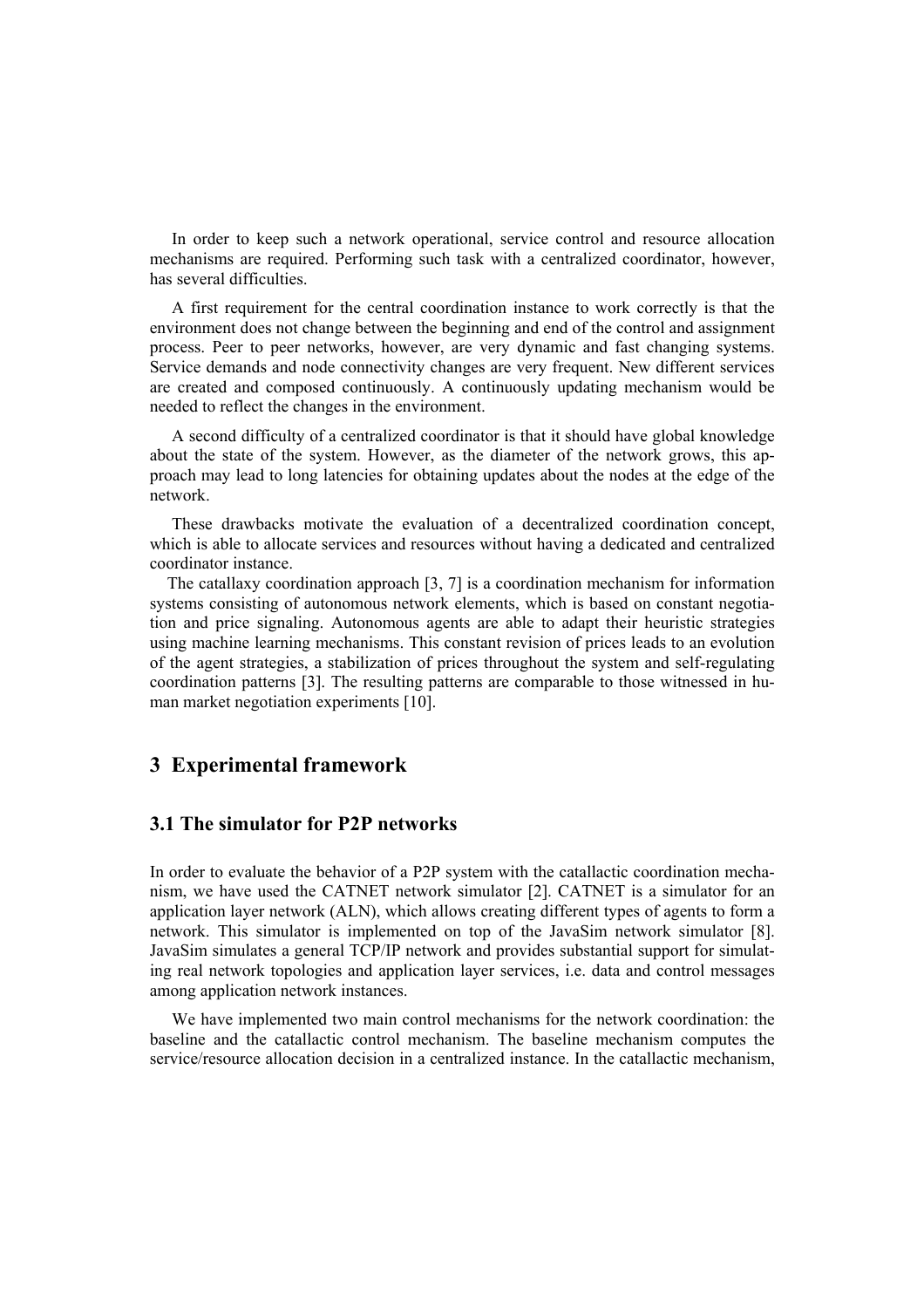In order to keep such a network operational, service control and resource allocation mechanisms are required. Performing such task with a centralized coordinator, however, has several difficulties.

A first requirement for the central coordination instance to work correctly is that the environment does not change between the beginning and end of the control and assignment process. Peer to peer networks, however, are very dynamic and fast changing systems. Service demands and node connectivity changes are very frequent. New different services are created and composed continuously. A continuously updating mechanism would be needed to reflect the changes in the environment.

A second difficulty of a centralized coordinator is that it should have global knowledge about the state of the system. However, as the diameter of the network grows, this approach may lead to long latencies for obtaining updates about the nodes at the edge of the network.

These drawbacks motivate the evaluation of a decentralized coordination concept, which is able to allocate services and resources without having a dedicated and centralized coordinator instance.

The catallaxy coordination approach [3, 7] is a coordination mechanism for information systems consisting of autonomous network elements, which is based on constant negotiation and price signaling. Autonomous agents are able to adapt their heuristic strategies using machine learning mechanisms. This constant revision of prices leads to an evolution of the agent strategies, a stabilization of prices throughout the system and self-regulating coordination patterns [3]. The resulting patterns are comparable to those witnessed in human market negotiation experiments [10].

## 3 Experimental framework

### 3.1 The simulator for P2P networks

In order to evaluate the behavior of a P2P system with the catallactic coordination mechanism, we have used the CATNET network simulator [2]. CATNET is a simulator for an application layer network (ALN), which allows creating different types of agents to form a network. This simulator is implemented on top of the JavaSim network simulator [8]. JavaSim simulates a general TCP/IP network and provides substantial support for simulating real network topologies and application layer services, i.e. data and control messages among application network instances.

We have implemented two main control mechanisms for the network coordination: the baseline and the catallactic control mechanism. The baseline mechanism computes the service/resource allocation decision in a centralized instance. In the catallactic mechanism,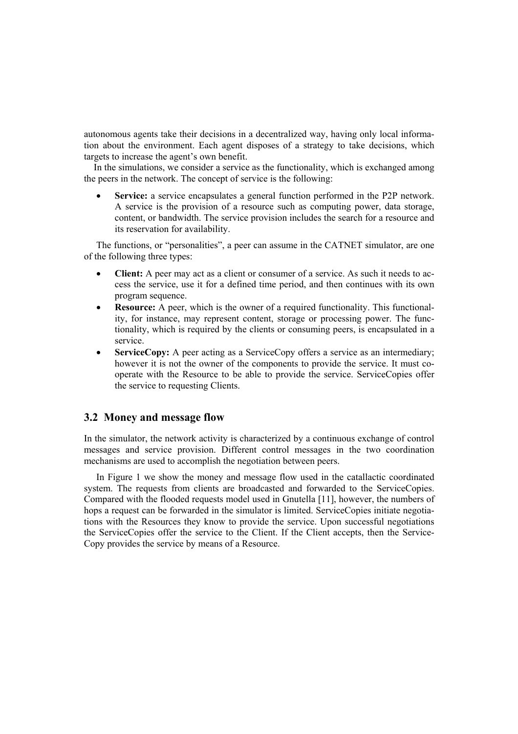autonomous agents take their decisions in a decentralized way, having only local information about the environment. Each agent disposes of a strategy to take decisions, which targets to increase the agent's own benefit.

In the simulations, we consider a service as the functionality, which is exchanged among the peers in the network. The concept of service is the following:

- **Service:** a service encapsulates a general function performed in the P2P network. A service is the provision of a resource such as computing power, data storage, content, or bandwidth. The service provision includes the search for a resource and its reservation for availability.

The functions, or "personalities", a peer can assume in the CATNET simulator, are one of the following three types:

- **Client:** A peer may act as a client or consumer of a service. As such it needs to access the service, use it for a defined time period, and then continues with its own program sequence.
- **Resource:** A peer, which is the owner of a required functionality. This functionality, for instance, may represent content, storage or processing power. The functionality, which is required by the clients or consuming peers, is encapsulated in a service.
- **ServiceCopy:** A peer acting as a ServiceCopy offers a service as an intermediary; however it is not the owner of the components to provide the service. It must cooperate with the Resource to be able to provide the service. ServiceCopies offer the service to requesting Clients.

## 3.2 Money and message flow

In the simulator, the network activity is characterized by a continuous exchange of control messages and service provision. Different control messages in the two coordination mechanisms are used to accomplish the negotiation between peers.

In Figure 1 we show the money and message flow used in the catallactic coordinated system. The requests from clients are broadcasted and forwarded to the ServiceCopies. Compared with the flooded requests model used in Gnutella [11], however, the numbers of hops a request can be forwarded in the simulator is limited. ServiceCopies initiate negotiations with the Resources they know to provide the service. Upon successful negotiations the ServiceCopies offer the service to the Client. If the Client accepts, then the ServiceCopy provides the service by means of a Resource.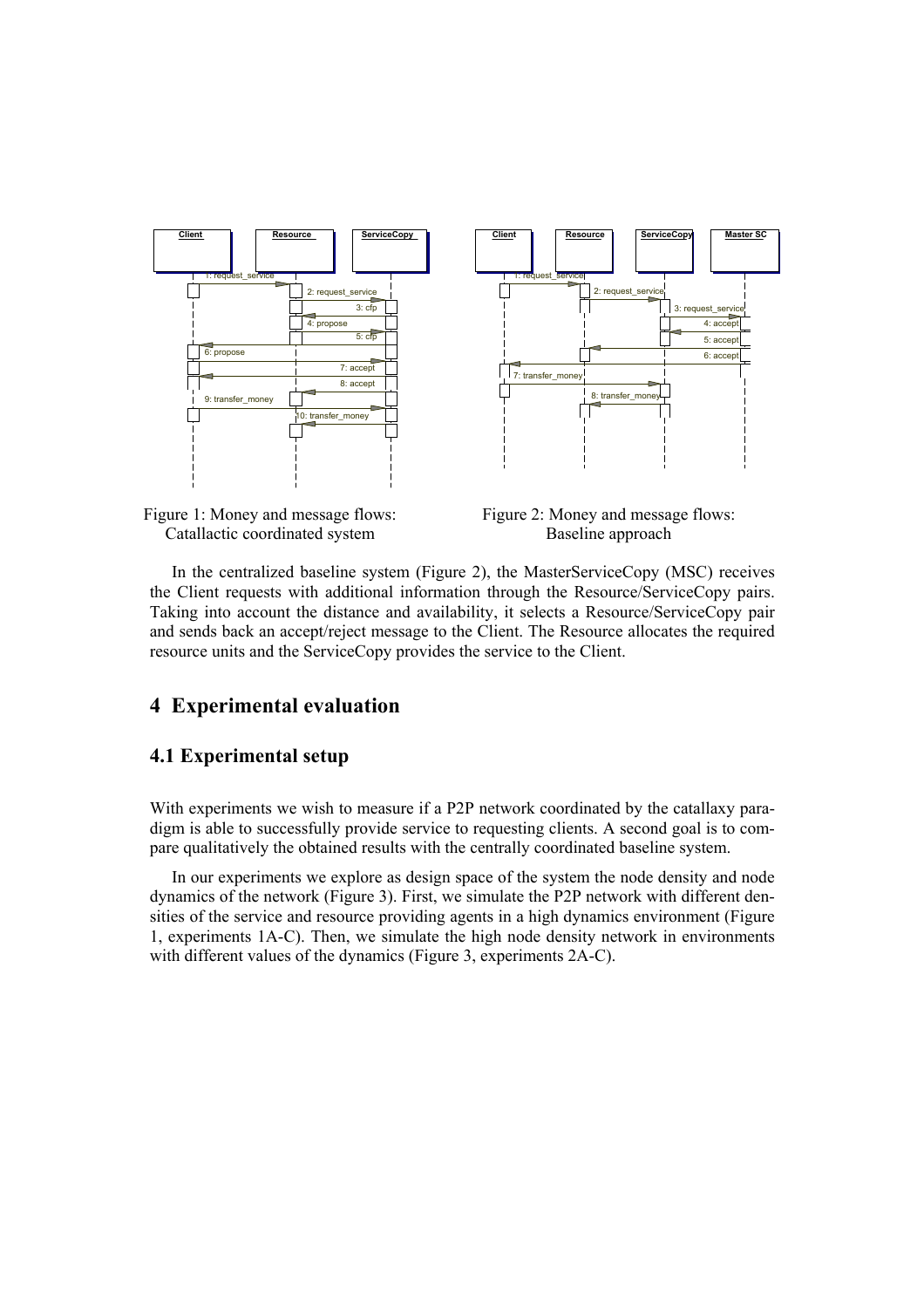Figure 1: Money and message flows: Catallactic coordinated system

Figure 2: Money and message flows: Baseline approach

In the centralized baseline system (Figure 2), the MasterServiceCopy (MSC) receives the Client requests with additional information through the Resource/ServiceCopy pairs. Taking into account the distance and availability, it selects a Resource/ServiceCopy pair and sends back an accept/reject message to the Client. The Resource allocates the required resource units and the ServiceCopy provides the service to the Client.

## 4 Experimental evaluation

### 4.1 Experimental setup

With experiments we wish to measure if a P2P network coordinated by the catallaxy paradigm is able to successfully provide service to requesting clients. A second goal is to compare qualitatively the obtained results with the centrally coordinated baseline system.

In our experiments we explore as design space of the system the node density and node dynamics of the network (Figure 3). First, we simulate the P2P network with different densities of the service and resource providing agents in a high dynamics environment (Figure 1, experiments 1A-C). Then, we simulate the high node density network in environments with different values of the dynamics (Figure 3, experiments 2A-C).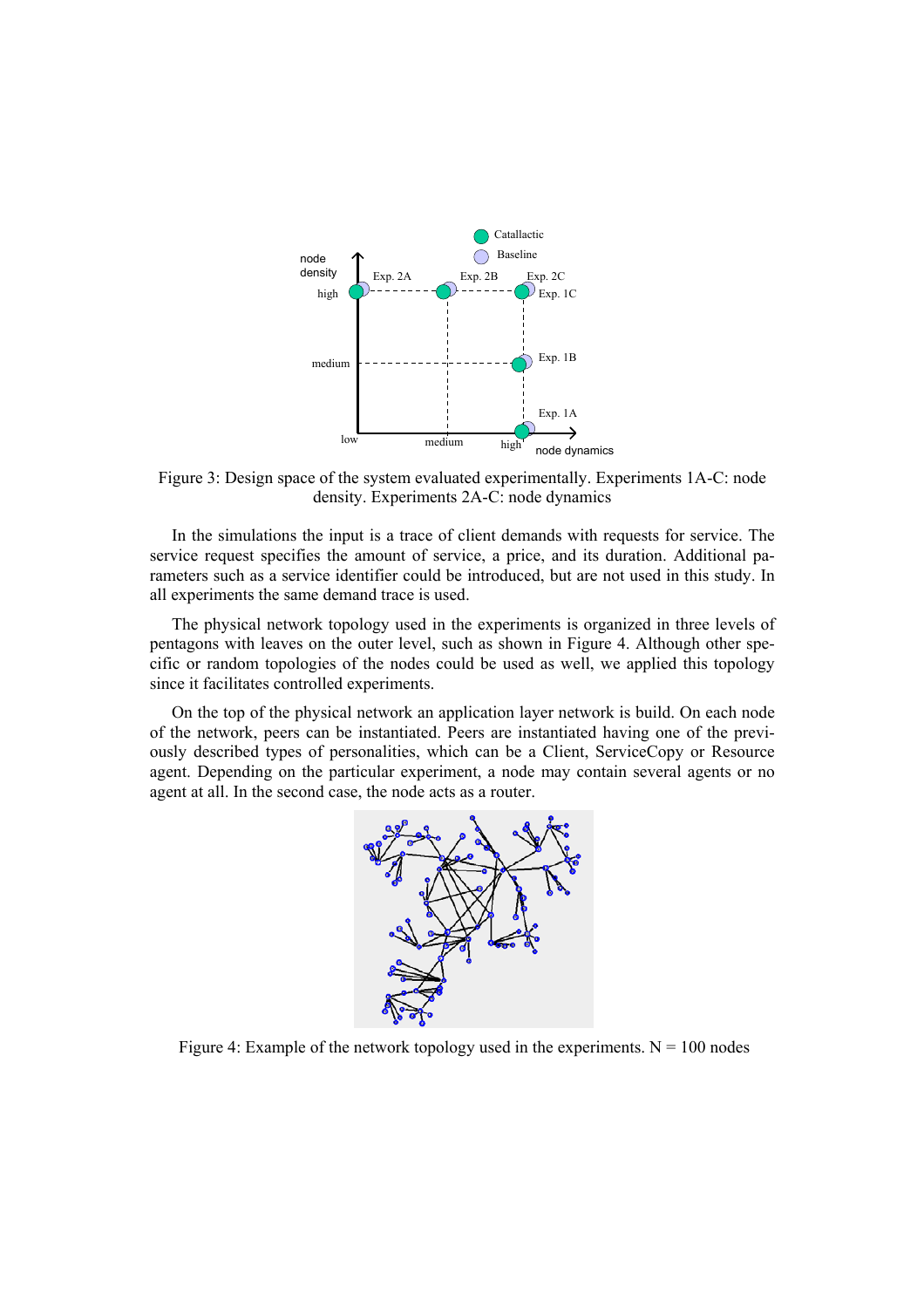Figure 3: Design space of the system evaluated experimentally. Experiments 1A-C: node density. Experiments 2A-C: node dynamics

In the simulations the input is a trace of client demands with requests for service. The service request specifies the amount of service, a price, and its duration. Additional parameters such as a service identifier could be introduced, but are not used in this study. In all experiments the same demand trace is used.

The physical network topology used in the experiments is organized in three levels of pentagons with leaves on the outer level, such as shown in Figure 4. Although other specific or random topologies of the nodes could be used as well, we applied this topology since it facilitates controlled experiments.

On the top of the physical network an application layer network is build. On each node of the network, peers can be instantiated. Peers are instantiated having one of the previously described types of personalities, which can be a Client, ServiceCopy or Resource agent. Depending on the particular experiment, a node may contain several agents or no agent at all. In the second case, the node acts as a router.

Figure 4: Example of the network topology used in the experiments. N = 100 nodes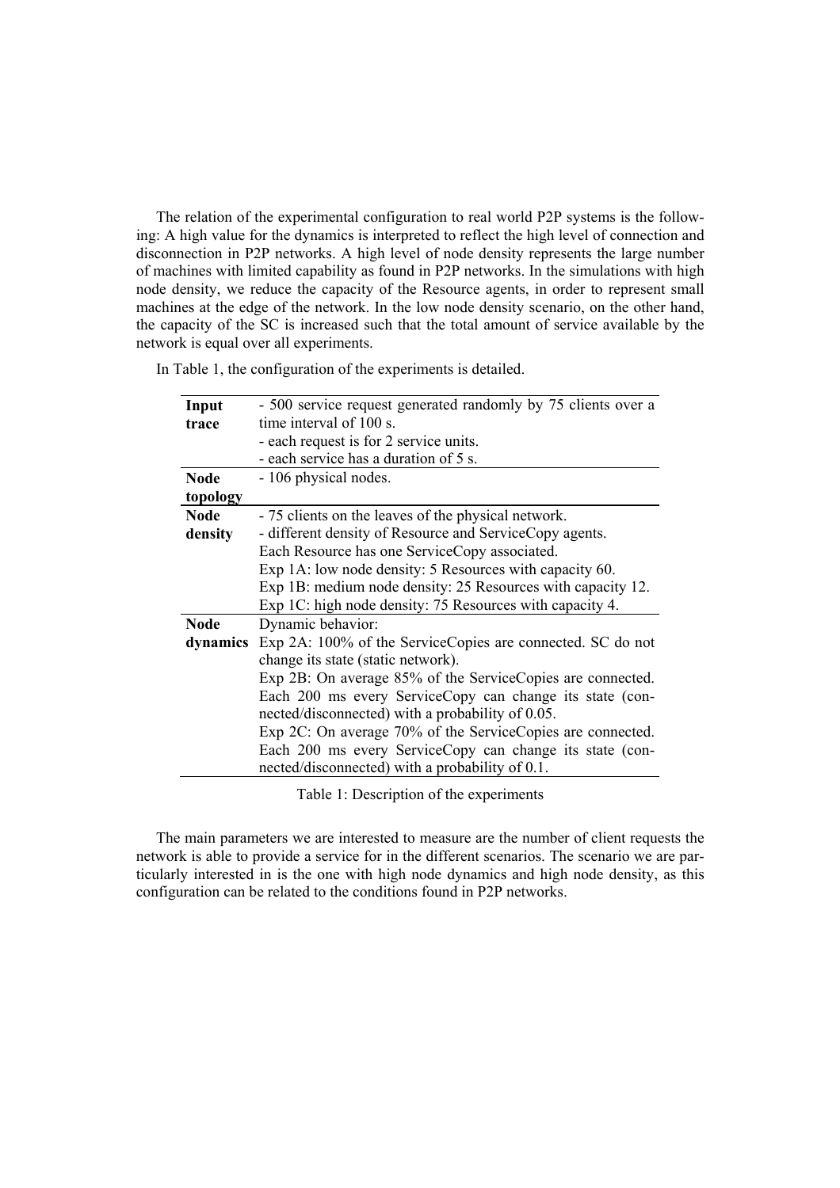The relation of the experimental configuration to real world P2P systems is the following: A high value for the dynamics is interpreted to reflect the high level of connection and disconnection in P2P networks. A high level of node density represents the large number of machines with limited capability as found in P2P networks. In the simulations with high node density, we reduce the capacity of the Resource agents, in order to represent small machines at the edge of the network. In the low node density scenario, on the other hand, the capacity of the SC is increased such that the total amount of service available by the network is equal over all experiments.

In Table 1, the configuration of the experiments is detailed.

| | |
|---|---|
| **Input trace** | - 500 service request generated randomly by 75 clients over a time interval of 100 s.<br>- each request is for 2 service units.<br>- each service has a duration of 5 s. |
| **Node topology** | - 106 physical nodes. |
| **Node density** | - 75 clients on the leaves of the physical network.<br>- different density of Resource and ServiceCopy agents. Each Resource has one ServiceCopy associated.<br>Exp 1A: low node density: 5 Resources with capacity 60.<br>Exp 1B: medium node density: 25 Resources with capacity 12.<br>Exp 1C: high node density: 75 Resources with capacity 4. |
| **Node dynamics** | Dynamic behavior:<br>Exp 2A: 100% of the ServiceCopies are connected. SC do not change its state (static network).<br>Exp 2B: On average 85% of the ServiceCopies are connected. Each 200 ms every ServiceCopy can change its state (connected/disconnected) with a probability of 0.05.<br>Exp 2C: On average 70% of the ServiceCopies are connected. Each 200 ms every ServiceCopy can change its state (connected/disconnected) with a probability of 0.1. |

Table 1: Description of the experiments

The main parameters we are interested to measure are the number of client requests the network is able to provide a service for in the different scenarios. The scenario we are particularly interested in is the one with high node dynamics and high node density, as this configuration can be related to the conditions found in P2P networks.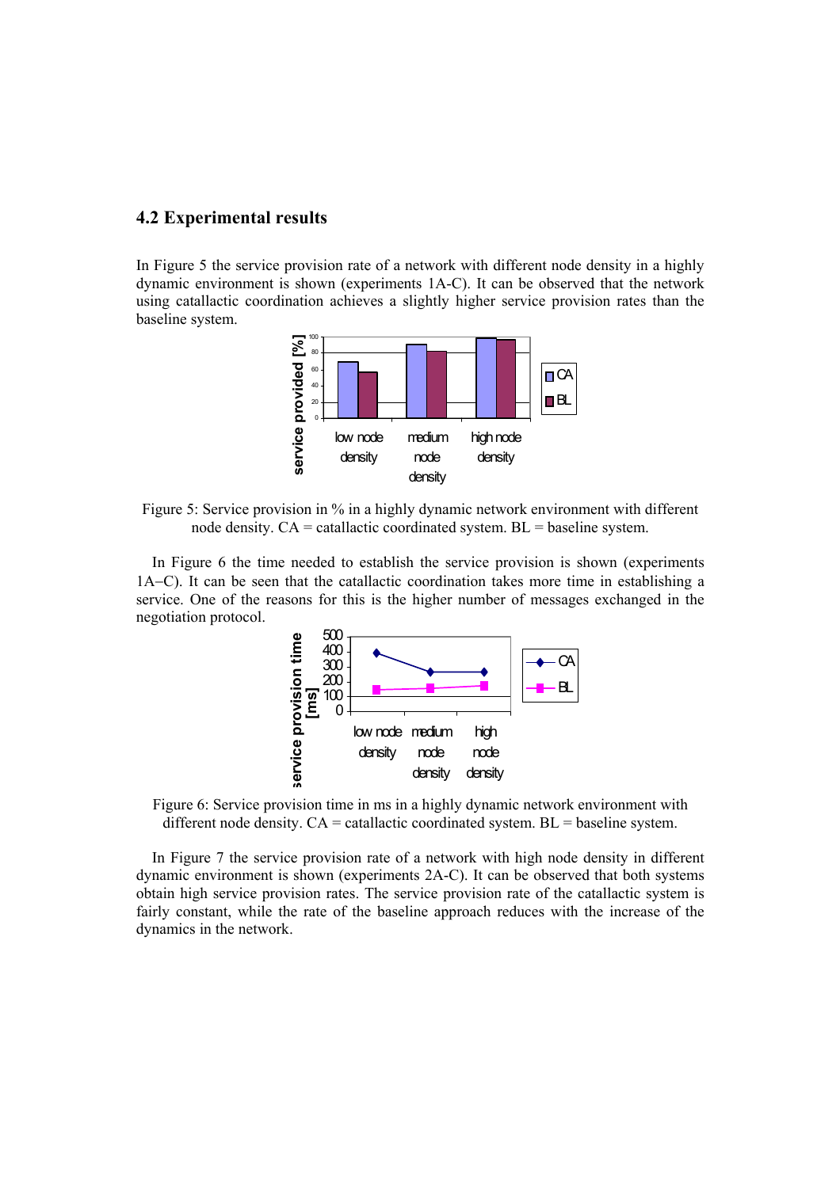### 4.2 Experimental results

In Figure 5 the service provision rate of a network with different node density in a highly dynamic environment is shown (experiments 1A-C). It can be observed that the network using catallactic coordination achieves a slightly higher service provision rates than the baseline system.

Figure 5: Service provision in % in a highly dynamic network environment with different node density. CA = catallactic coordinated system. BL = baseline system.

In Figure 6 the time needed to establish the service provision is shown (experiments 1A–C). It can be seen that the catallactic coordination takes more time in establishing a service. One of the reasons for this is the higher number of messages exchanged in the negotiation protocol.

Figure 6: Service provision time in ms in a highly dynamic network environment with different node density. CA = catallactic coordinated system. BL = baseline system.

In Figure 7 the service provision rate of a network with high node density in different dynamic environment is shown (experiments 2A-C). It can be observed that both systems obtain high service provision rates. The service provision rate of the catallactic system is fairly constant, while the rate of the baseline approach reduces with the increase of the dynamics in the network.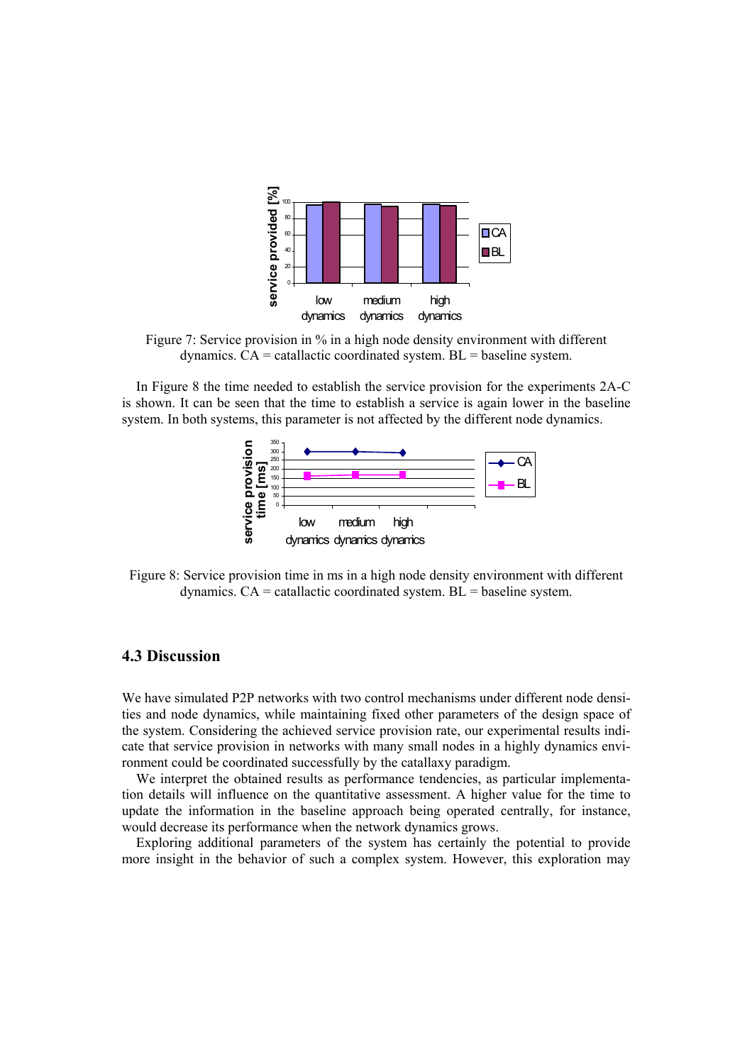Figure 7: Service provision in % in a high node density environment with different dynamics. CA = catallactic coordinated system. BL = baseline system.

In Figure 8 the time needed to establish the service provision for the experiments 2A-C is shown. It can be seen that the time to establish a service is again lower in the baseline system. In both systems, this parameter is not affected by the different node dynamics.

Figure 8: Service provision time in ms in a high node density environment with different dynamics. CA = catallactic coordinated system. BL = baseline system.

### 4.3 Discussion

We have simulated P2P networks with two control mechanisms under different node densities and node dynamics, while maintaining fixed other parameters of the design space of the system. Considering the achieved service provision rate, our experimental results indicate that service provision in networks with many small nodes in a highly dynamics environment could be coordinated successfully by the catallaxy paradigm.

We interpret the obtained results as performance tendencies, as particular implementation details will influence on the quantitative assessment. A higher value for the time to update the information in the baseline approach being operated centrally, for instance, would decrease its performance when the network dynamics grows.

Exploring additional parameters of the system has certainly the potential to provide more insight in the behavior of such a complex system. However, this exploration may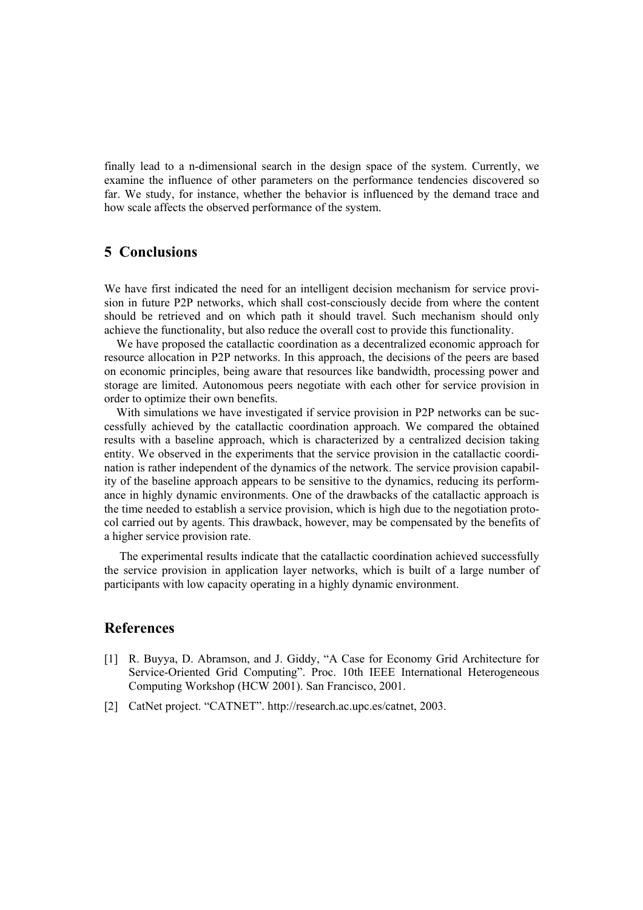finally lead to a n-dimensional search in the design space of the system. Currently, we examine the influence of other parameters on the performance tendencies discovered so far. We study, for instance, whether the behavior is influenced by the demand trace and how scale affects the observed performance of the system.

## 5 Conclusions

We have first indicated the need for an intelligent decision mechanism for service provision in future P2P networks, which shall cost-consciously decide from where the content should be retrieved and on which path it should travel. Such mechanism should only achieve the functionality, but also reduce the overall cost to provide this functionality.

We have proposed the catallactic coordination as a decentralized economic approach for resource allocation in P2P networks. In this approach, the decisions of the peers are based on economic principles, being aware that resources like bandwidth, processing power and storage are limited. Autonomous peers negotiate with each other for service provision in order to optimize their own benefits.

With simulations we have investigated if service provision in P2P networks can be successfully achieved by the catallactic coordination approach. We compared the obtained results with a baseline approach, which is characterized by a centralized decision taking entity. We observed in the experiments that the service provision in the catallactic coordination is rather independent of the dynamics of the network. The service provision capability of the baseline approach appears to be sensitive to the dynamics, reducing its performance in highly dynamic environments. One of the drawbacks of the catallactic approach is the time needed to establish a service provision, which is high due to the negotiation protocol carried out by agents. This drawback, however, may be compensated by the benefits of a higher service provision rate.

The experimental results indicate that the catallactic coordination achieved successfully the service provision in application layer networks, which is built of a large number of participants with low capacity operating in a highly dynamic environment.

## References

[1] R. Buyya, D. Abramson, and J. Giddy, "A Case for Economy Grid Architecture for Service-Oriented Grid Computing". Proc. 10th IEEE International Heterogeneous Computing Workshop (HCW 2001). San Francisco, 2001.

[2] CatNet project. "CATNET". http://research.ac.upc.es/catnet, 2003.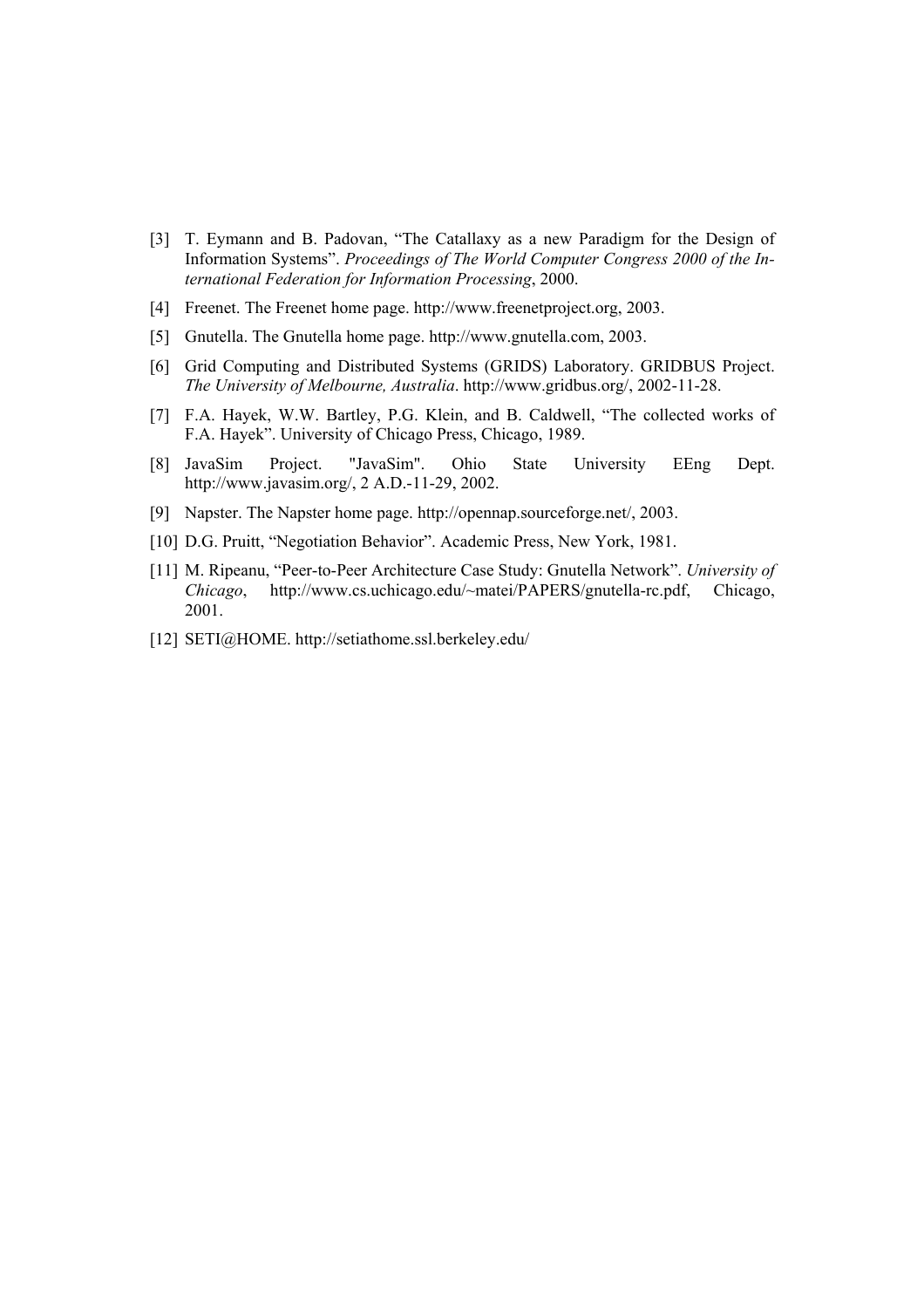[3] T. Eymann and B. Padovan, “The Catallaxy as a new Paradigm for the Design of Information Systems”. *Proceedings of The World Computer Congress 2000 of the International Federation for Information Processing*, 2000.

[4] Freenet. The Freenet home page. http://www.freenetproject.org, 2003.

[5] Gnutella. The Gnutella home page. http://www.gnutella.com, 2003.

[6] Grid Computing and Distributed Systems (GRIDS) Laboratory. GRIDBUS Project. *The University of Melbourne, Australia*. http://www.gridbus.org/, 2002-11-28.

[7] F.A. Hayek, W.W. Bartley, P.G. Klein, and B. Caldwell, “The collected works of F.A. Hayek”. University of Chicago Press, Chicago, 1989.

[8] JavaSim Project. "JavaSim". Ohio State University EEng Dept. http://www.javasim.org/, 2 A.D.-11-29, 2002.

[9] Napster. The Napster home page. http://opennap.sourceforge.net/, 2003.

[10] D.G. Pruitt, “Negotiation Behavior”. Academic Press, New York, 1981.

[11] M. Ripeanu, “Peer-to-Peer Architecture Case Study: Gnutella Network”. *University of Chicago*, http://www.cs.uchicago.edu/~matei/PAPERS/gnutella-rc.pdf, Chicago, 2001.

[12] SETI@HOME. http://setiathome.ssl.berkeley.edu/